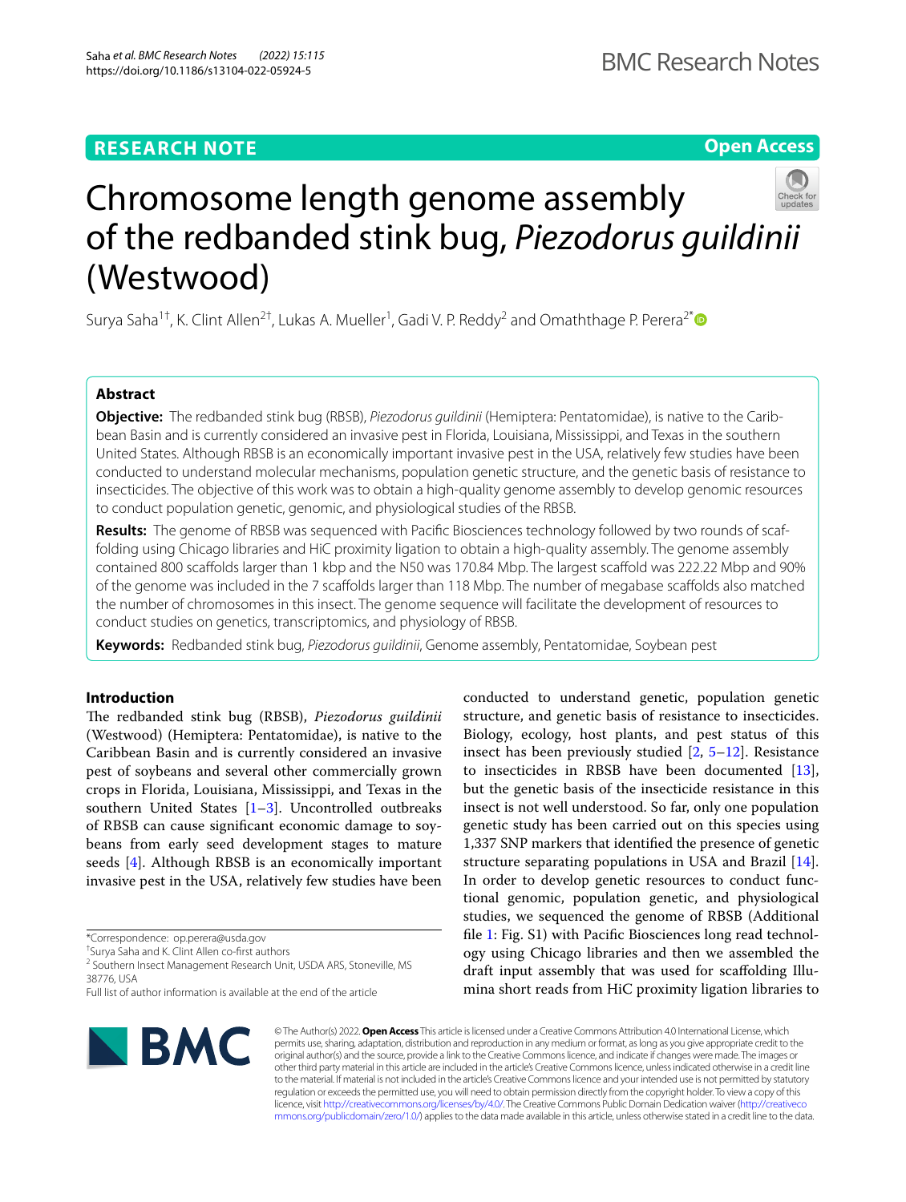**RESEARCH NOTE**

**Open Access**

# Chromosome length genome assembly of the redbanded stink bug, *Piezodorus guildinii* (Westwood)

Surya Saha[1†], K. Clint Allen[2†], Lukas A. Mueller[1], Gadi V. P. Reddy[2] and Omaththage P. Perera[2*]

## Abstract

**Objective:** The redbanded stink bug (RBSB), *Piezodorus guildinii* (Hemiptera: Pentatomidae), is native to the Caribbean Basin and is currently considered an invasive pest in Florida, Louisiana, Mississippi, and Texas in the southern United States. Although RBSB is an economically important invasive pest in the USA, relatively few studies have been conducted to understand molecular mechanisms, population genetic structure, and the genetic basis of resistance to insecticides. The objective of this work was to obtain a high-quality genome assembly to develop genomic resources to conduct population genetic, genomic, and physiological studies of the RBSB.

**Results:** The genome of RBSB was sequenced with Pacific Biosciences technology followed by two rounds of scaffolding using Chicago libraries and HiC proximity ligation to obtain a high-quality assembly. The genome assembly contained 800 scaffolds larger than 1 kbp and the N50 was 170.84 Mbp. The largest scaffold was 222.22 Mbp and 90% of the genome was included in the 7 scaffolds larger than 118 Mbp. The number of megabase scaffolds also matched the number of chromosomes in this insect. The genome sequence will facilitate the development of resources to conduct studies on genetics, transcriptomics, and physiology of RBSB.

**Keywords:** Redbanded stink bug, *Piezodorus guildinii*, Genome assembly, Pentatomidae, Soybean pest

## Introduction

The redbanded stink bug (RBSB), *Piezodorus guildinii* (Westwood) (Hemiptera: Pentatomidae), is native to the Caribbean Basin and is currently considered an invasive pest of soybeans and several other commercially grown crops in Florida, Louisiana, Mississippi, and Texas in the southern United States [1–3]. Uncontrolled outbreaks of RBSB can cause significant economic damage to soybeans from early seed development stages to mature seeds [4]. Although RBSB is an economically important invasive pest in the USA, relatively few studies have been conducted to understand genetic, population genetic structure, and genetic basis of resistance to insecticides. Biology, ecology, host plants, and pest status of this insect has been previously studied [2, 5–12]. Resistance to insecticides in RBSB have been documented [13], but the genetic basis of the insecticide resistance in this insect is not well understood. So far, only one population genetic study has been carried out on this species using 1,337 SNP markers that identified the presence of genetic structure separating populations in USA and Brazil [14]. In order to develop genetic resources to conduct functional genomic, population genetic, and physiological studies, we sequenced the genome of RBSB (Additional file 1: Fig. S1) with Pacific Biosciences long read technology using Chicago libraries and then we assembled the draft input assembly that was used for scaffolding Illumina short reads from HiC proximity ligation libraries to

*Correspondence: op.perera@usda.gov

†Surya Saha and K. Clint Allen co-first authors

[2] Southern Insect Management Research Unit, USDA ARS, Stoneville, MS 38776, USA

Full list of author information is available at the end of the article

© The Author(s) 2022. **Open Access** This article is licensed under a Creative Commons Attribution 4.0 International License, which permits use, sharing, adaptation, distribution and reproduction in any medium or format, as long as you give appropriate credit to the original author(s) and the source, provide a link to the Creative Commons licence, and indicate if changes were made. The images or other third party material in this article are included in the article's Creative Commons licence, unless indicated otherwise in a credit line to the material. If material is not included in the article's Creative Commons licence and your intended use is not permitted by statutory regulation or exceeds the permitted use, you will need to obtain permission directly from the copyright holder. To view a copy of this licence, visit http://creativecommons.org/licenses/by/4.0/. The Creative Commons Public Domain Dedication waiver (http://creativecommons.org/publicdomain/zero/1.0/) applies to the data made available in this article, unless otherwise stated in a credit line to the data.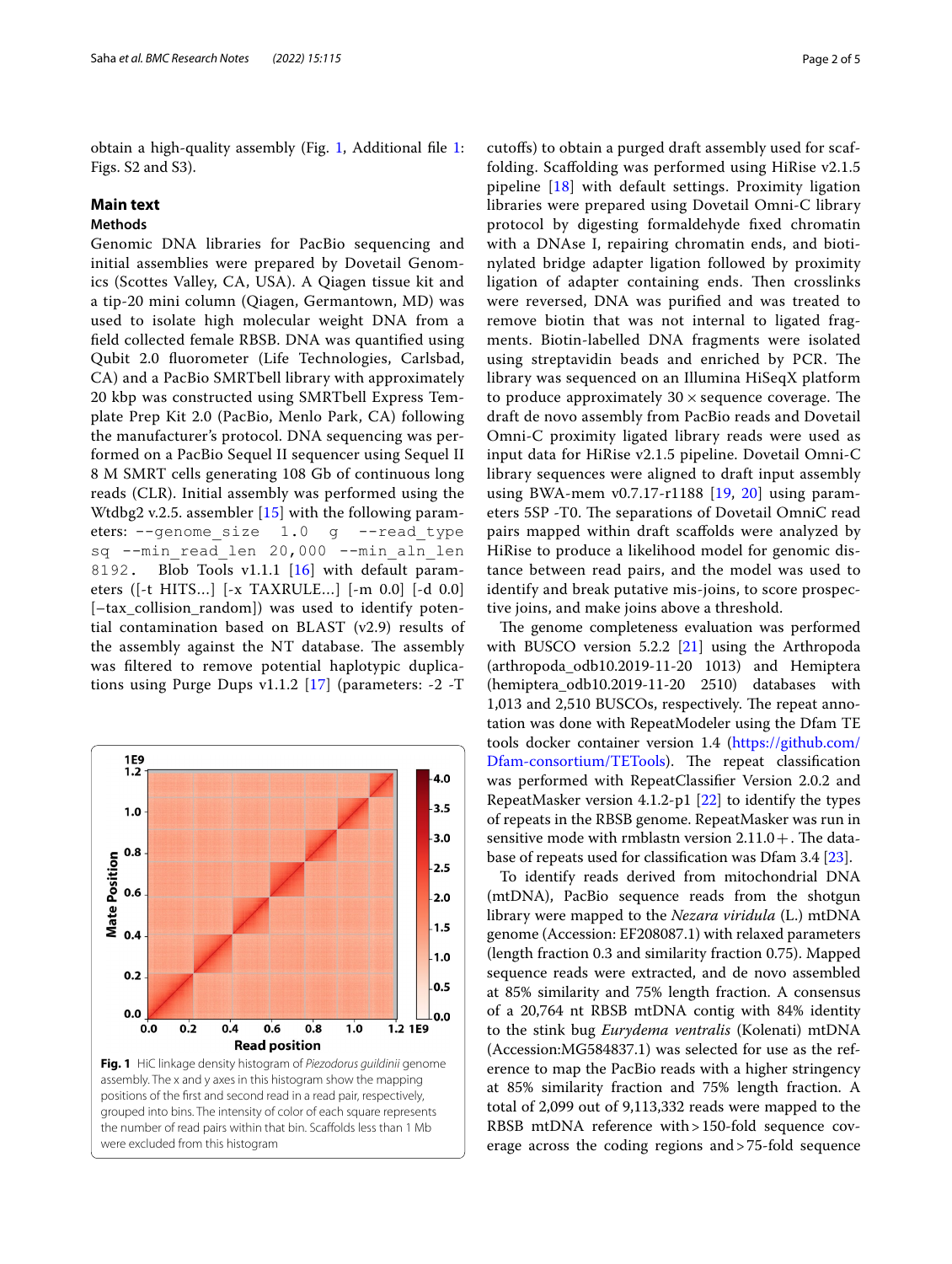obtain a high-quality assembly (Fig. 1, Additional file 1: Figs. S2 and S3).

## Main text

### Methods

Genomic DNA libraries for PacBio sequencing and initial assemblies were prepared by Dovetail Genomics (Scottes Valley, CA, USA). A Qiagen tissue kit and a tip-20 mini column (Qiagen, Germantown, MD) was used to isolate high molecular weight DNA from a field collected female RBSB. DNA was quantified using Qubit 2.0 fluorometer (Life Technologies, Carlsbad, CA) and a PacBio SMRTbell library with approximately 20 kbp was constructed using SMRTbell Express Template Prep Kit 2.0 (PacBio, Menlo Park, CA) following the manufacturer's protocol. DNA sequencing was performed on a PacBio Sequel II sequencer using Sequel II 8 M SMRT cells generating 108 Gb of continuous long reads (CLR). Initial assembly was performed using the Wtdbg2 v.2.5. assembler [15] with the following parameters: `--genome_size 1.0 g --read_type sq --min_read_len 20,000 --min_aln_len 8192`. Blob Tools v1.1.1 [16] with default parameters ([-t HITS...] [-x TAXRULE...] [-m 0.0] [-d 0.0] [–tax_collision_random]) was used to identify potential contamination based on BLAST (v2.9) results of the assembly against the NT database. The assembly was filtered to remove potential haplotypic duplications using Purge Dups v1.1.2 [17] (parameters: -2 -T cutoffs) to obtain a purged draft assembly used for scaffolding. Scaffolding was performed using HiRise v2.1.5 pipeline [18] with default settings. Proximity ligation libraries were prepared using Dovetail Omni-C library protocol by digesting formaldehyde fixed chromatin with a DNAse I, repairing chromatin ends, and biotinylated bridge adapter ligation followed by proximity ligation of adapter containing ends. Then crosslinks were reversed, DNA was purified and was treated to remove biotin that was not internal to ligated fragments. Biotin-labelled DNA fragments were isolated using streptavidin beads and enriched by PCR. The library was sequenced on an Illumina HiSeqX platform to produce approximately 30 × sequence coverage. The draft de novo assembly from PacBio reads and Dovetail Omni-C proximity ligated library reads were used as input data for HiRise v2.1.5 pipeline. Dovetail Omni-C library sequences were aligned to draft input assembly using BWA-mem v0.7.17-r1188 [19, 20] using parameters 5SP -T0. The separations of Dovetail OmniC read pairs mapped within draft scaffolds were analyzed by HiRise to produce a likelihood model for genomic distance between read pairs, and the model was used to identify and break putative mis-joins, to score prospective joins, and make joins above a threshold.

**Fig. 1** HiC linkage density histogram of *Piezodorus guildinii* genome assembly. The x and y axes in this histogram show the mapping positions of the first and second read in a read pair, respectively, grouped into bins. The intensity of color of each square represents the number of read pairs within that bin. Scaffolds less than 1 Mb were excluded from this histogram

The genome completeness evaluation was performed with BUSCO version 5.2.2 [21] using the Arthropoda (arthropoda_odb10.2019-11-20 1013) and Hemiptera (hemiptera_odb10.2019-11-20 2510) databases with 1,013 and 2,510 BUSCOs, respectively. The repeat annotation was done with RepeatModeler using the Dfam TE tools docker container version 1.4 (https://github.com/Dfam-consortium/TETools). The repeat classification was performed with RepeatClassifier Version 2.0.2 and RepeatMasker version 4.1.2-p1 [22] to identify the types of repeats in the RBSB genome. RepeatMasker was run in sensitive mode with rmblastn version 2.11.0+. The database of repeats used for classification was Dfam 3.4 [23].

To identify reads derived from mitochondrial DNA (mtDNA), PacBio sequence reads from the shotgun library were mapped to the *Nezara viridula* (L.) mtDNA genome (Accession: EF208087.1) with relaxed parameters (length fraction 0.3 and similarity fraction 0.75). Mapped sequence reads were extracted, and de novo assembled at 85% similarity and 75% length fraction. A consensus of a 20,764 nt RBSB mtDNA contig with 84% identity to the stink bug *Eurydema ventralis* (Kolenati) mtDNA (Accession:MG584837.1) was selected for use as the reference to map the PacBio reads with a higher stringency at 85% similarity fraction and 75% length fraction. A total of 2,099 out of 9,113,332 reads were mapped to the RBSB mtDNA reference with > 150-fold sequence coverage across the coding regions and > 75-fold sequence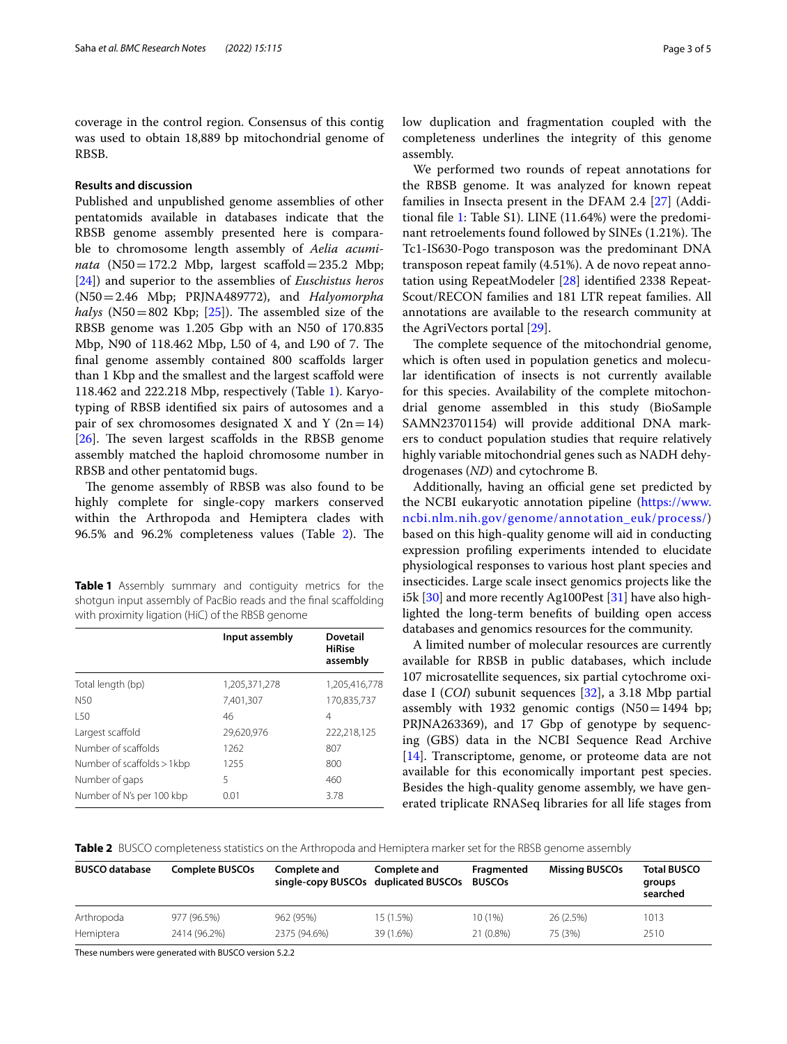coverage in the control region. Consensus of this contig was used to obtain 18,889 bp mitochondrial genome of RBSB.

## Results and discussion

Published and unpublished genome assemblies of other pentatomids available in databases indicate that the RBSB genome assembly presented here is comparable to chromosome length assembly of *Aelia acuminata* (N50 = 172.2 Mbp, largest scaffold = 235.2 Mbp; [24]) and superior to the assemblies of *Euschistus heros* (N50 = 2.46 Mbp; PRJNA489772), and *Halyomorpha halys* (N50 = 802 Kbp; [25]). The assembled size of the RBSB genome was 1.205 Gbp with an N50 of 170.835 Mbp, N90 of 118.462 Mbp, L50 of 4, and L90 of 7. The final genome assembly contained 800 scaffolds larger than 1 Kbp and the smallest and the largest scaffold were 118.462 and 222.218 Mbp, respectively (Table 1). Karyotyping of RBSB identified six pairs of autosomes and a pair of sex chromosomes designated X and Y (2n = 14) [26]. The seven largest scaffolds in the RBSB genome assembly matched the haploid chromosome number in RBSB and other pentatomid bugs.

The genome assembly of RBSB was also found to be highly complete for single-copy markers conserved within the Arthropoda and Hemiptera clades with 96.5% and 96.2% completeness values (Table 2). The low duplication and fragmentation coupled with the completeness underlines the integrity of this genome assembly.

**Table 1** Assembly summary and contiguity metrics for the shotgun input assembly of PacBio reads and the final scaffolding with proximity ligation (HiC) of the RBSB genome

| | Input assembly | Dovetail HiRise assembly |
|---|---|---|
| Total length (bp) | 1,205,371,278 | 1,205,416,778 |
| N50 | 7,401,307 | 170,835,737 |
| L50 | 46 | 4 |
| Largest scaffold | 29,620,976 | 222,218,125 |
| Number of scaffolds | 1262 | 807 |
| Number of scaffolds > 1 kbp | 1255 | 800 |
| Number of gaps | 5 | 460 |
| Number of N's per 100 kbp | 0.01 | 3.78 |

We performed two rounds of repeat annotations for the RBSB genome. It was analyzed for known repeat families in Insecta present in the DFAM 2.4 [27] (Additional file 1: Table S1). LINE (11.64%) were the predominant retroelements found followed by SINEs (1.21%). The Tc1-IS630-Pogo transposon was the predominant DNA transposon repeat family (4.51%). A de novo repeat annotation using RepeatModeler [28] identified 2338 RepeatScout/RECON families and 181 LTR repeat families. All annotations are available to the research community at the AgriVectors portal [29].

The complete sequence of the mitochondrial genome, which is often used in population genetics and molecular identification of insects is not currently available for this species. Availability of the complete mitochondrial genome assembled in this study (BioSample SAMN23701154) will provide additional DNA markers to conduct population studies that require relatively highly variable mitochondrial genes such as NADH dehydrogenases (*ND*) and cytochrome B.

Additionally, having an official gene set predicted by the NCBI eukaryotic annotation pipeline (https://www.ncbi.nlm.nih.gov/genome/annotation_euk/process/) based on this high-quality genome will aid in conducting expression profiling experiments intended to elucidate physiological responses to various host plant species and insecticides. Large scale insect genomics projects like the i5k [30] and more recently Ag100Pest [31] have also highlighted the long-term benefits of building open access databases and genomics resources for the community.

A limited number of molecular resources are currently available for RBSB in public databases, which include 107 microsatellite sequences, six partial cytochrome oxidase I (*COI*) subunit sequences [32], a 3.18 Mbp partial assembly with 1932 genomic contigs (N50 = 1494 bp; PRJNA263369), and 17 Gbp of genotype by sequencing (GBS) data in the NCBI Sequence Read Archive [14]. Transcriptome, genome, or proteome data are not available for this economically important pest species. Besides the high-quality genome assembly, we have generated triplicate RNASeq libraries for all life stages from

**Table 2** BUSCO completeness statistics on the Arthropoda and Hemiptera marker set for the RBSB genome assembly

| BUSCO database | Complete BUSCOs | Complete and single-copy BUSCOs | Complete and duplicated BUSCOs | Fragmented BUSCOs | Missing BUSCOs | Total BUSCO groups searched |
|---|---|---|---|---|---|---|
| Arthropoda | 977 (96.5%) | 962 (95%) | 15 (1.5%) | 10 (1%) | 26 (2.5%) | 1013 |
| Hemiptera | 2414 (96.2%) | 2375 (94.6%) | 39 (1.6%) | 21 (0.8%) | 75 (3%) | 2510 |

These numbers were generated with BUSCO version 5.2.2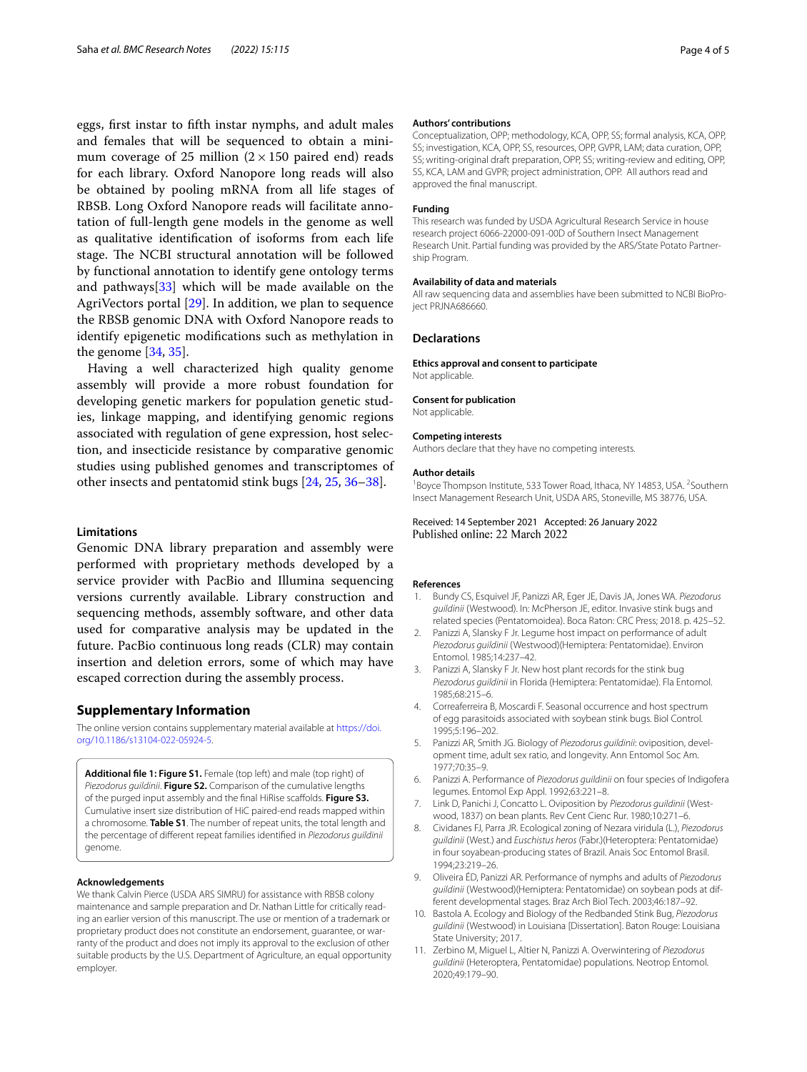eggs, first instar to fifth instar nymphs, and adult males and females that will be sequenced to obtain a minimum coverage of 25 million ($2 \times 150$ paired end) reads for each library. Oxford Nanopore long reads will also be obtained by pooling mRNA from all life stages of RBSB. Long Oxford Nanopore reads will facilitate annotation of full-length gene models in the genome as well as qualitative identification of isoforms from each life stage. The NCBI structural annotation will be followed by functional annotation to identify gene ontology terms and pathways[33] which will be made available on the AgriVectors portal [29]. In addition, we plan to sequence the RBSB genomic DNA with Oxford Nanopore reads to identify epigenetic modifications such as methylation in the genome [34, 35].

Having a well characterized high quality genome assembly will provide a more robust foundation for developing genetic markers for population genetic studies, linkage mapping, and identifying genomic regions associated with regulation of gene expression, host selection, and insecticide resistance by comparative genomic studies using published genomes and transcriptomes of other insects and pentatomid stink bugs [24, 25, 36–38].

### Limitations

Genomic DNA library preparation and assembly were performed with proprietary methods developed by a service provider with PacBio and Illumina sequencing versions currently available. Library construction and sequencing methods, assembly software, and other data used for comparative analysis may be updated in the future. PacBio continuous long reads (CLR) may contain insertion and deletion errors, some of which may have escaped correction during the assembly process.

## Supplementary Information

The online version contains supplementary material available at https://doi.org/10.1186/s13104-022-05924-5.

**Additional file 1: Figure S1.** Female (top left) and male (top right) of *Piezodorus guildinii*. **Figure S2.** Comparison of the cumulative lengths of the purged input assembly and the final HiRise scaffolds. **Figure S3.** Cumulative insert size distribution of HiC paired-end reads mapped within a chromosome. **Table S1**. The number of repeat units, the total length and the percentage of different repeat families identified in *Piezodorus guildinii* genome.

#### Acknowledgements

We thank Calvin Pierce (USDA ARS SIMRU) for assistance with RBSB colony maintenance and sample preparation and Dr. Nathan Little for critically reading an earlier version of this manuscript. The use or mention of a trademark or proprietary product does not constitute an endorsement, guarantee, or warranty of the product and does not imply its approval to the exclusion of other suitable products by the U.S. Department of Agriculture, an equal opportunity employer.

#### Authors' contributions

Conceptualization, OPP; methodology, KCA, OPP, SS; formal analysis, KCA, OPP, SS; investigation, KCA, OPP, SS, resources, OPP, GVPR, LAM; data curation, OPP, SS; writing-original draft preparation, OPP, SS; writing-review and editing, OPP, SS, KCA, LAM and GVPR; project administration, OPP. All authors read and approved the final manuscript.

#### Funding

This research was funded by USDA Agricultural Research Service in house research project 6066-22000-091-00D of Southern Insect Management Research Unit. Partial funding was provided by the ARS/State Potato Partnership Program.

#### Availability of data and materials

All raw sequencing data and assemblies have been submitted to NCBI BioProject PRJNA686660.

## Declarations

#### Ethics approval and consent to participate

Not applicable.

#### Consent for publication

Not applicable.

#### Competing interests

Authors declare that they have no competing interests.

#### Author details

[1] Boyce Thompson Institute, 533 Tower Road, Ithaca, NY 14853, USA. [2] Southern Insect Management Research Unit, USDA ARS, Stoneville, MS 38776, USA.

Received: 14 September 2021 Accepted: 26 January 2022
Published online: 22 March 2022

#### References

1. Bundy CS, Esquivel JF, Panizzi AR, Eger JE, Davis JA, Jones WA. *Piezodorus guildinii* (Westwood). In: McPherson JE, editor. Invasive stink bugs and related species (Pentatomoidea). Boca Raton: CRC Press; 2018. p. 425–52.
2. Panizzi A, Slansky F Jr. Legume host impact on performance of adult *Piezodorus guildinii* (Westwood)(Hemiptera: Pentatomidae). Environ Entomol. 1985;14:237–42.
3. Panizzi A, Slansky F Jr. New host plant records for the stink bug *Piezodorus guildinii* in Florida (Hemiptera: Pentatomidae). Fla Entomol. 1985;68:215–6.
4. Correaferreira B, Moscardi F. Seasonal occurrence and host spectrum of egg parasitoids associated with soybean stink bugs. Biol Control. 1995;5:196–202.
5. Panizzi AR, Smith JG. Biology of *Piezodorus guildinii*: oviposition, development time, adult sex ratio, and longevity. Ann Entomol Soc Am. 1977;70:35–9.
6. Panizzi A. Performance of *Piezodorus guildinii* on four species of Indigofera legumes. Entomol Exp Appl. 1992;63:221–8.
7. Link D, Panichi J, Concatto L. Oviposition by *Piezodorus guildinii* (Westwood, 1837) on bean plants. Rev Cent Cienc Rur. 1980;10:271–6.
8. Cividanes FJ, Parra JR. Ecological zoning of Nezara viridula (L.), *Piezodorus guildinii* (West.) and *Euschistus heros* (Fabr.)(Heteroptera: Pentatomidae) in four soyabean-producing states of Brazil. Anais Soc Entomol Brasil. 1994;23:219–26.
9. Oliveira ÉD, Panizzi AR. Performance of nymphs and adults of *Piezodorus guildinii* (Westwood)(Hemiptera: Pentatomidae) on soybean pods at different developmental stages. Braz Arch Biol Tech. 2003;46:187–92.
10. Bastola A. Ecology and Biology of the Redbanded Stink Bug, *Piezodorus guildinii* (Westwood) in Louisiana [Dissertation]. Baton Rouge: Louisiana State University; 2017.
11. Zerbino M, Miguel L, Altier N, Panizzi A. Overwintering of *Piezodorus guildinii* (Heteroptera, Pentatomidae) populations. Neotrop Entomol. 2020;49:179–90.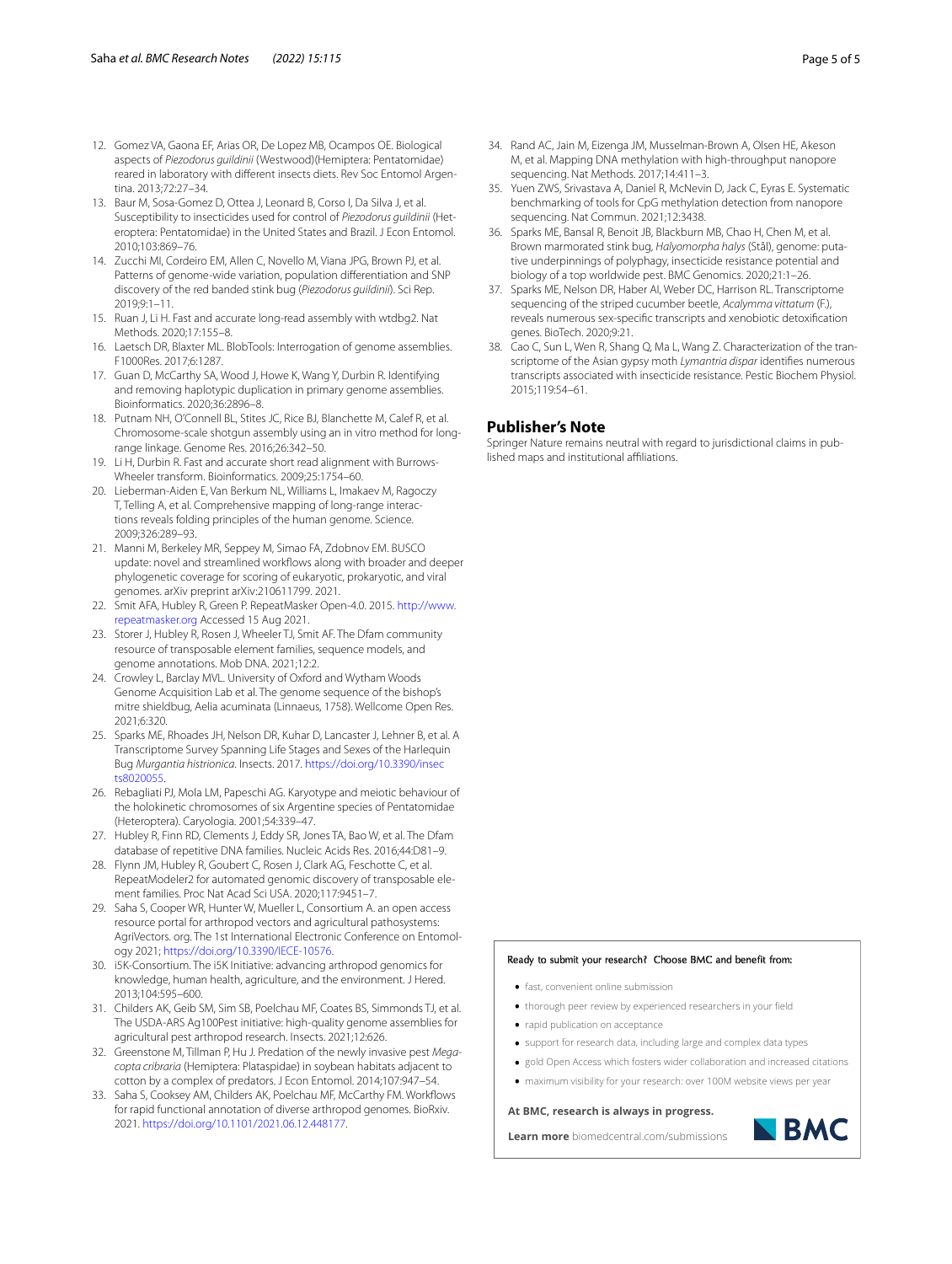12. Gomez VA, Gaona EF, Arias OR, De Lopez MB, Ocampos OE. Biological aspects of *Piezodorus guildinii* (Westwood)(Hemiptera: Pentatomidae) reared in laboratory with different insects diets. Rev Soc Entomol Argentina. 2013;72:27–34.
13. Baur M, Sosa-Gomez D, Ottea J, Leonard B, Corso I, Da Silva J, et al. Susceptibility to insecticides used for control of *Piezodorus guildinii* (Heteroptera: Pentatomidae) in the United States and Brazil. J Econ Entomol. 2010;103:869–76.
14. Zucchi MI, Cordeiro EM, Allen C, Novello M, Viana JPG, Brown PJ, et al. Patterns of genome-wide variation, population differentiation and SNP discovery of the red banded stink bug (*Piezodorus guildinii*). Sci Rep. 2019;9:1–11.
15. Ruan J, Li H. Fast and accurate long-read assembly with wtdbg2. Nat Methods. 2020;17:155–8.
16. Laetsch DR, Blaxter ML. BlobTools: Interrogation of genome assemblies. F1000Res. 2017;6:1287.
17. Guan D, McCarthy SA, Wood J, Howe K, Wang Y, Durbin R. Identifying and removing haplotypic duplication in primary genome assemblies. Bioinformatics. 2020;36:2896–8.
18. Putnam NH, O'Connell BL, Stites JC, Rice BJ, Blanchette M, Calef R, et al. Chromosome-scale shotgun assembly using an in vitro method for long-range linkage. Genome Res. 2016;26:342–50.
19. Li H, Durbin R. Fast and accurate short read alignment with Burrows-Wheeler transform. Bioinformatics. 2009;25:1754–60.
20. Lieberman-Aiden E, Van Berkum NL, Williams L, Imakaev M, Ragoczy T, Telling A, et al. Comprehensive mapping of long-range interactions reveals folding principles of the human genome. Science. 2009;326:289–93.
21. Manni M, Berkeley MR, Seppey M, Simao FA, Zdobnov EM. BUSCO update: novel and streamlined workflows along with broader and deeper phylogenetic coverage for scoring of eukaryotic, prokaryotic, and viral genomes. arXiv preprint arXiv:210611799. 2021.
22. Smit AFA, Hubley R, Green P. RepeatMasker Open-4.0. 2015. http://www.repeatmasker.org Accessed 15 Aug 2021.
23. Storer J, Hubley R, Rosen J, Wheeler TJ, Smit AF. The Dfam community resource of transposable element families, sequence models, and genome annotations. Mob DNA. 2021;12:2.
24. Crowley L, Barclay MVL. University of Oxford and Wytham Woods Genome Acquisition Lab et al. The genome sequence of the bishop's mitre shieldbug, Aelia acuminata (Linnaeus, 1758). Wellcome Open Res. 2021;6:320.
25. Sparks ME, Rhoades JH, Nelson DR, Kuhar D, Lancaster J, Lehner B, et al. A Transcriptome Survey Spanning Life Stages and Sexes of the Harlequin Bug *Murgantia histrionica*. Insects. 2017. https://doi.org/10.3390/insects8020055.
26. Rebagliati PJ, Mola LM, Papeschi AG. Karyotype and meiotic behaviour of the holokinetic chromosomes of six Argentine species of Pentatomidae (Heteroptera). Caryologia. 2001;54:339–47.
27. Hubley R, Finn RD, Clements J, Eddy SR, Jones TA, Bao W, et al. The Dfam database of repetitive DNA families. Nucleic Acids Res. 2016;44:D81–9.
28. Flynn JM, Hubley R, Goubert C, Rosen J, Clark AG, Feschotte C, et al. RepeatModeler2 for automated genomic discovery of transposable element families. Proc Nat Acad Sci USA. 2020;117:9451–7.
29. Saha S, Cooper WR, Hunter W, Mueller L, Consortium A. an open access resource portal for arthropod vectors and agricultural pathosystems: AgriVectors. org. The 1st International Electronic Conference on Entomology 2021; https://doi.org/10.3390/IECE-10576.
30. i5K-Consortium. The i5K Initiative: advancing arthropod genomics for knowledge, human health, agriculture, and the environment. J Hered. 2013;104:595–600.
31. Childers AK, Geib SM, Sim SB, Poelchau MF, Coates BS, Simmonds TJ, et al. The USDA-ARS Ag100Pest initiative: high-quality genome assemblies for agricultural pest arthropod research. Insects. 2021;12:626.
32. Greenstone M, Tillman P, Hu J. Predation of the newly invasive pest *Megacopta cribraria* (Hemiptera: Plataspidae) in soybean habitats adjacent to cotton by a complex of predators. J Econ Entomol. 2014;107:947–54.
33. Saha S, Cooksey AM, Childers AK, Poelchau MF, McCarthy FM. Workflows for rapid functional annotation of diverse arthropod genomes. BioRxiv. 2021. https://doi.org/10.1101/2021.06.12.448177.
34. Rand AC, Jain M, Eizenga JM, Musselman-Brown A, Olsen HE, Akeson M, et al. Mapping DNA methylation with high-throughput nanopore sequencing. Nat Methods. 2017;14:411–3.
35. Yuen ZWS, Srivastava A, Daniel R, McNevin D, Jack C, Eyras E. Systematic benchmarking of tools for CpG methylation detection from nanopore sequencing. Nat Commun. 2021;12:3438.
36. Sparks ME, Bansal R, Benoit JB, Blackburn MB, Chao H, Chen M, et al. Brown marmorated stink bug, *Halyomorpha halys* (Stål), genome: putative underpinnings of polyphagy, insecticide resistance potential and biology of a top worldwide pest. BMC Genomics. 2020;21:1–26.
37. Sparks ME, Nelson DR, Haber AI, Weber DC, Harrison RL. Transcriptome sequencing of the striped cucumber beetle, *Acalymma vittatum* (F.), reveals numerous sex-specific transcripts and xenobiotic detoxification genes. BioTech. 2020;9:21.
38. Cao C, Sun L, Wen R, Shang Q, Ma L, Wang Z. Characterization of the transcriptome of the Asian gypsy moth *Lymantria dispar* identifies numerous transcripts associated with insecticide resistance. Pestic Biochem Physiol. 2015;119:54–61.

## Publisher's Note

Springer Nature remains neutral with regard to jurisdictional claims in published maps and institutional affiliations.

Ready to submit your research? Choose BMC and benefit from:

- fast, convenient online submission
- thorough peer review by experienced researchers in your field
- rapid publication on acceptance
- support for research data, including large and complex data types
- gold Open Access which fosters wider collaboration and increased citations
- maximum visibility for your research: over 100M website views per year

**At BMC, research is always in progress.**

**Learn more** biomedcentral.com/submissions

BMC